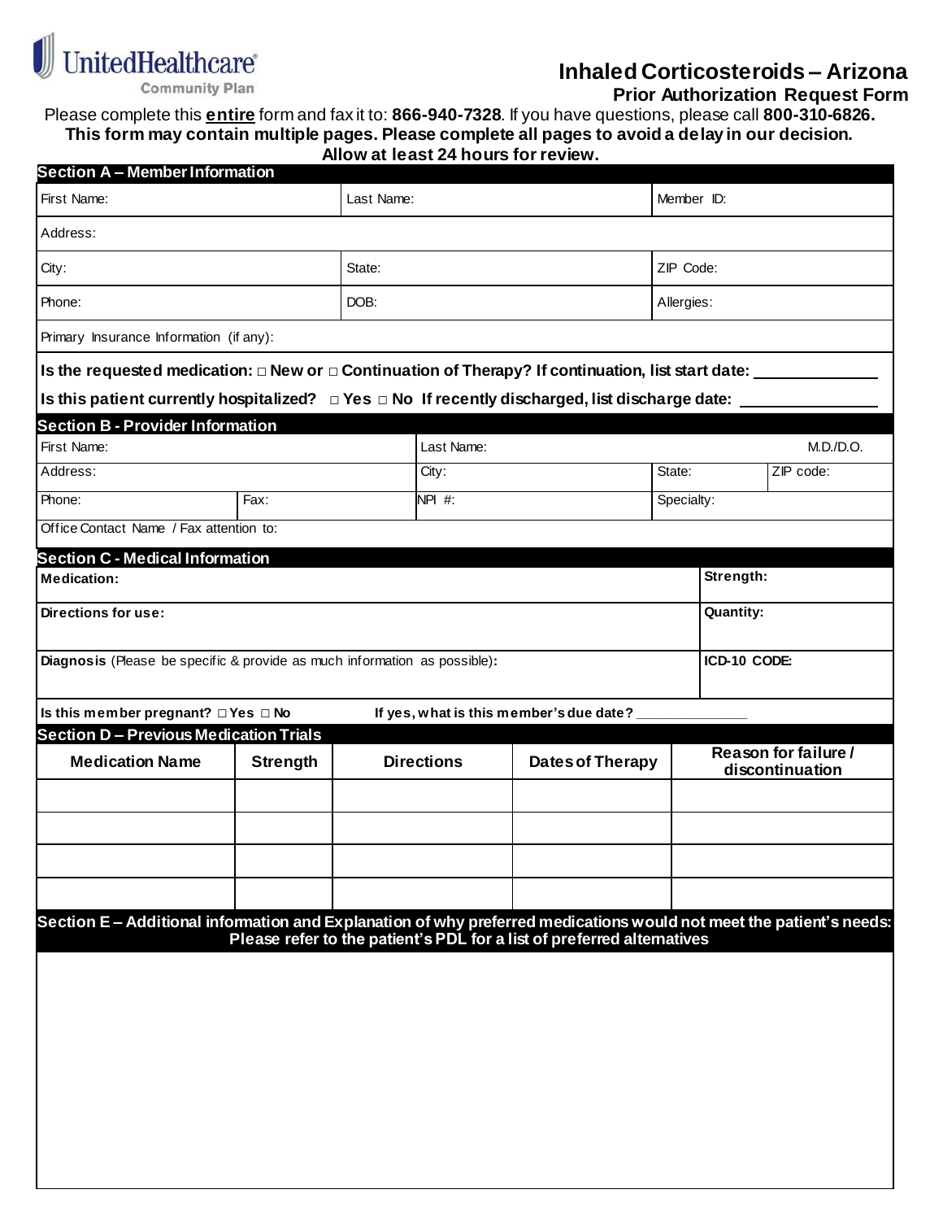UnitedHealthcare Community Plan

# Inhaled Corticosteroids – Arizona

## Prior Authorization Request Form

Please complete this **entire** form and fax it to: **866-940-7328**. If you have questions, please call **800-310-6826.**

**This form may contain multiple pages. Please complete all pages to avoid a delay in our decision. Allow at least 24 hours for review.**

### Section A – Member Information

| | | |
|---|---|---|
| First Name: | Last Name: | Member ID: |
| Address: | | |
| City: | State: | ZIP Code: |
| Phone: | DOB: | Allergies: |
| Primary Insurance Information (if any): | | |

**Is the requested medication: □ New or □ Continuation of Therapy? If continuation, list start date: \_\_\_\_\_\_\_\_\_\_\_\_\_\_**

**Is this patient currently hospitalized? □ Yes □ No If recently discharged, list discharge date: \_\_\_\_\_\_\_\_\_\_\_\_\_\_\_\_**

### Section B - Provider Information

| | | | | |
|---|---|---|---|---|
| First Name: | | Last Name: | | M.D./D.O. |
| Address: | | City: | State: | ZIP code: |
| Phone: | Fax: | NPI #: | Specialty: | |
| Office Contact Name / Fax attention to: | | | | |

### Section C - Medical Information

| | |
|---|---|
| **Medication:** | **Strength:** |
| **Directions for use:** | **Quantity:** |
| **Diagnosis** (Please be specific & provide as much information as possible)**:** | **ICD-10 CODE:** |

**Is this member pregnant? □ Yes □ No** **If yes, what is this member's due date? \_\_\_\_\_\_\_\_\_\_\_\_\_\_**

### Section D – Previous Medication Trials

| Medication Name | Strength | Directions | Dates of Therapy | Reason for failure / discontinuation |
|---|---|---|---|---|
| | | | | |
| | | | | |
| | | | | |
| | | | | |

### Section E – Additional information and Explanation of why preferred medications would not meet the patient's needs: Please refer to the patient's PDL for a list of preferred alternatives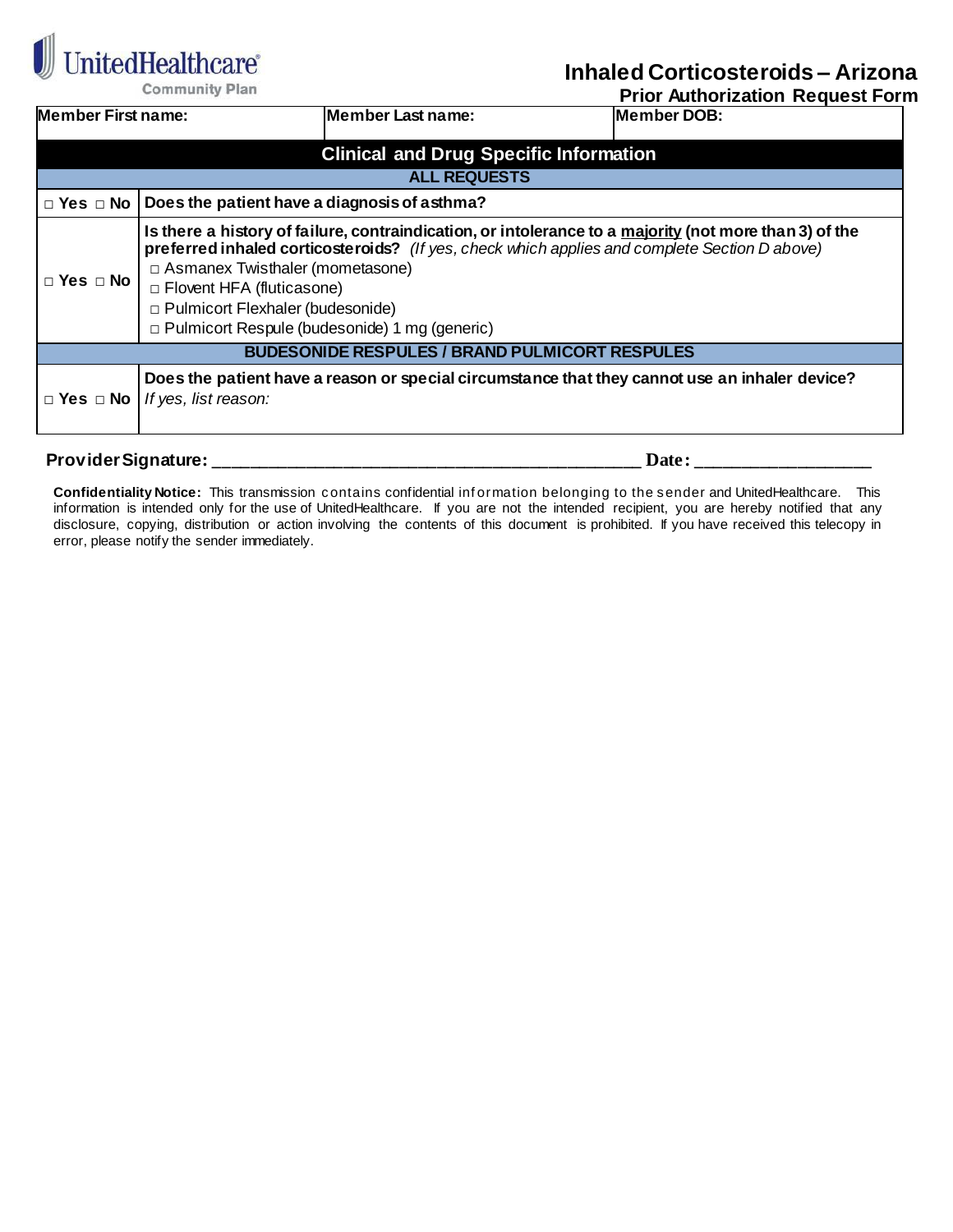UnitedHealthcare Community Plan

# Inhaled Corticosteroids – Arizona

## Prior Authorization Request Form

| Member First name: | Member Last name: | Member DOB: |
|---|---|---|
| | | |

| | |
|---|---|
| **Clinical and Drug Specific Information** | |
| **ALL REQUESTS** | |
| □ Yes □ No | **Does the patient have a diagnosis of asthma?** |
| □ Yes □ No | **Is there a history of failure, contraindication, or intolerance to a majority (not more than 3) of the preferred inhaled corticosteroids?** *(If yes, check which applies and complete Section D above)*<br>□ Asmanex Twisthaler (mometasone)<br>□ Flovent HFA (fluticasone)<br>□ Pulmicort Flexhaler (budesonide)<br>□ Pulmicort Respule (budesonide) 1 mg (generic) |
| **BUDESONIDE RESPULES / BRAND PULMICORT RESPULES** | |
| □ Yes □ No | **Does the patient have a reason or special circumstance that they cannot use an inhaler device?**<br>*If yes, list reason:* |

**Provider Signature:** ________________________________________________ **Date:** ____________________

**Confidentiality Notice:** This transmission contains confidential information belonging to the sender and UnitedHealthcare. This information is intended only for the use of UnitedHealthcare. If you are not the intended recipient, you are hereby notified that any disclosure, copying, distribution or action involving the contents of this document is prohibited. If you have received this telecopy in error, please notify the sender immediately.